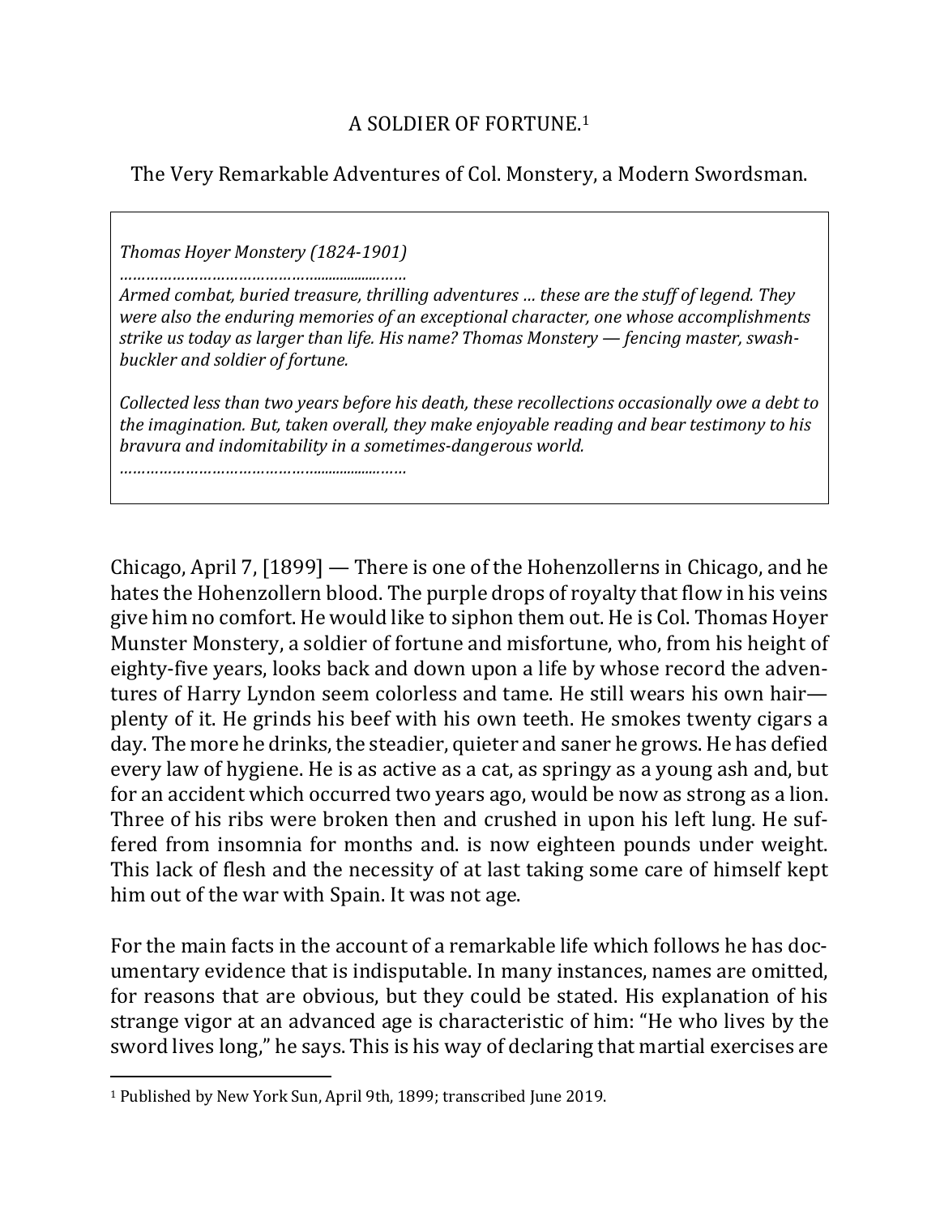# A SOLDIER OF FORTUNE.[1]

## The Very Remarkable Adventures of Col. Monstery, a Modern Swordsman.

*Thomas Hoyer Monstery (1824-1901)*

*………………………………………......................……*

*Armed combat, buried treasure, thrilling adventures … these are the stuff of legend. They were also the enduring memories of an exceptional character, one whose accomplishments strike us today as larger than life. His name? Thomas Monstery — fencing master, swash-buckler and soldier of fortune.*

*Collected less than two years before his death, these recollections occasionally owe a debt to the imagination. But, taken overall, they make enjoyable reading and bear testimony to his bravura and indomitability in a sometimes-dangerous world.*

*………………………………………......................……*

Chicago, April 7, [1899] — There is one of the Hohenzollerns in Chicago, and he hates the Hohenzollern blood. The purple drops of royalty that flow in his veins give him no comfort. He would like to siphon them out. He is Col. Thomas Hoyer Munster Monstery, a soldier of fortune and misfortune, who, from his height of eighty-five years, looks back and down upon a life by whose record the adventures of Harry Lyndon seem colorless and tame. He still wears his own hair—plenty of it. He grinds his beef with his own teeth. He smokes twenty cigars a day. The more he drinks, the steadier, quieter and saner he grows. He has defied every law of hygiene. He is as active as a cat, as springy as a young ash and, but for an accident which occurred two years ago, would be now as strong as a lion. Three of his ribs were broken then and crushed in upon his left lung. He suffered from insomnia for months and. is now eighteen pounds under weight. This lack of flesh and the necessity of at last taking some care of himself kept him out of the war with Spain. It was not age.

For the main facts in the account of a remarkable life which follows he has documentary evidence that is indisputable. In many instances, names are omitted, for reasons that are obvious, but they could be stated. His explanation of his strange vigor at an advanced age is characteristic of him: "He who lives by the sword lives long," he says. This is his way of declaring that martial exercises are

[1] Published by New York Sun, April 9th, 1899; transcribed June 2019.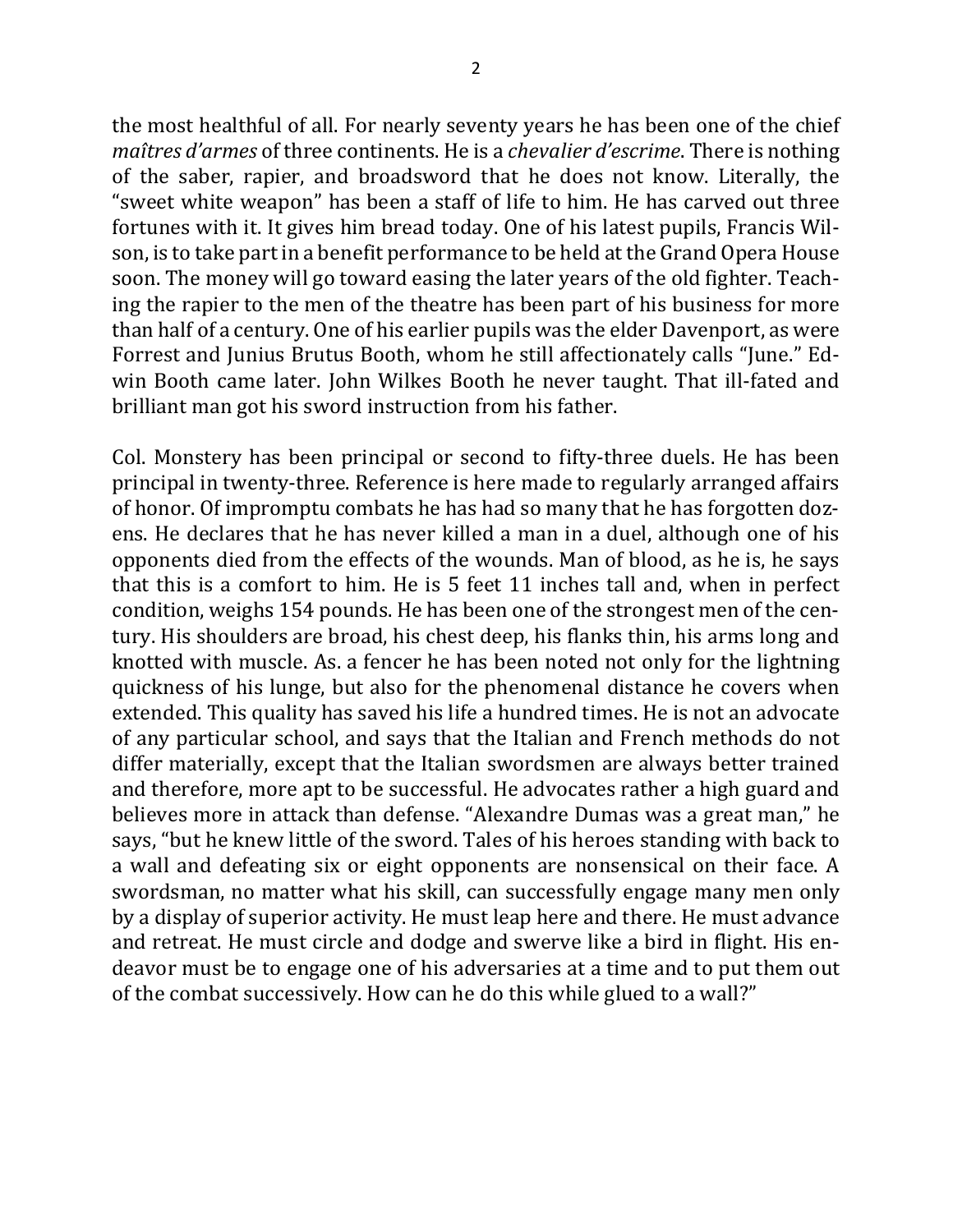the most healthful of all. For nearly seventy years he has been one of the chief *maîtres d'armes* of three continents. He is a *chevalier d'escrime*. There is nothing of the saber, rapier, and broadsword that he does not know. Literally, the "sweet white weapon" has been a staff of life to him. He has carved out three fortunes with it. It gives him bread today. One of his latest pupils, Francis Wilson, is to take part in a benefit performance to be held at the Grand Opera House soon. The money will go toward easing the later years of the old fighter. Teaching the rapier to the men of the theatre has been part of his business for more than half of a century. One of his earlier pupils was the elder Davenport, as were Forrest and Junius Brutus Booth, whom he still affectionately calls "June." Edwin Booth came later. John Wilkes Booth he never taught. That ill-fated and brilliant man got his sword instruction from his father.

Col. Monstery has been principal or second to fifty-three duels. He has been principal in twenty-three. Reference is here made to regularly arranged affairs of honor. Of impromptu combats he has had so many that he has forgotten dozens. He declares that he has never killed a man in a duel, although one of his opponents died from the effects of the wounds. Man of blood, as he is, he says that this is a comfort to him. He is 5 feet 11 inches tall and, when in perfect condition, weighs 154 pounds. He has been one of the strongest men of the century. His shoulders are broad, his chest deep, his flanks thin, his arms long and knotted with muscle. As. a fencer he has been noted not only for the lightning quickness of his lunge, but also for the phenomenal distance he covers when extended. This quality has saved his life a hundred times. He is not an advocate of any particular school, and says that the Italian and French methods do not differ materially, except that the Italian swordsmen are always better trained and therefore, more apt to be successful. He advocates rather a high guard and believes more in attack than defense. "Alexandre Dumas was a great man," he says, "but he knew little of the sword. Tales of his heroes standing with back to a wall and defeating six or eight opponents are nonsensical on their face. A swordsman, no matter what his skill, can successfully engage many men only by a display of superior activity. He must leap here and there. He must advance and retreat. He must circle and dodge and swerve like a bird in flight. His endeavor must be to engage one of his adversaries at a time and to put them out of the combat successively. How can he do this while glued to a wall?"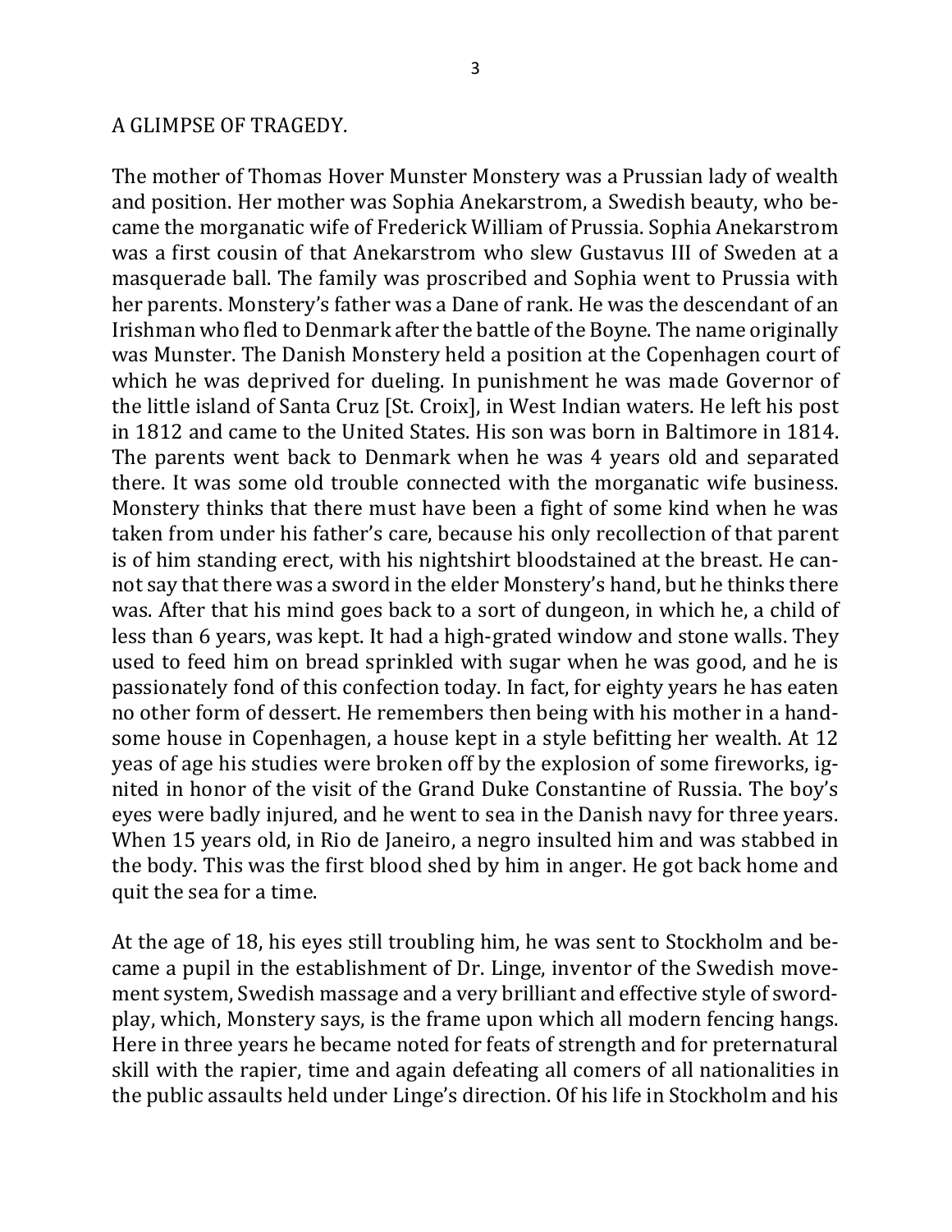## A GLIMPSE OF TRAGEDY.

The mother of Thomas Hover Munster Monstery was a Prussian lady of wealth and position. Her mother was Sophia Anekarstrom, a Swedish beauty, who became the morganatic wife of Frederick William of Prussia. Sophia Anekarstrom was a first cousin of that Anekarstrom who slew Gustavus III of Sweden at a masquerade ball. The family was proscribed and Sophia went to Prussia with her parents. Monstery's father was a Dane of rank. He was the descendant of an Irishman who fled to Denmark after the battle of the Boyne. The name originally was Munster. The Danish Monstery held a position at the Copenhagen court of which he was deprived for dueling. In punishment he was made Governor of the little island of Santa Cruz [St. Croix], in West Indian waters. He left his post in 1812 and came to the United States. His son was born in Baltimore in 1814. The parents went back to Denmark when he was 4 years old and separated there. It was some old trouble connected with the morganatic wife business. Monstery thinks that there must have been a fight of some kind when he was taken from under his father's care, because his only recollection of that parent is of him standing erect, with his nightshirt bloodstained at the breast. He cannot say that there was a sword in the elder Monstery's hand, but he thinks there was. After that his mind goes back to a sort of dungeon, in which he, a child of less than 6 years, was kept. It had a high-grated window and stone walls. They used to feed him on bread sprinkled with sugar when he was good, and he is passionately fond of this confection today. In fact, for eighty years he has eaten no other form of dessert. He remembers then being with his mother in a handsome house in Copenhagen, a house kept in a style befitting her wealth. At 12 yeas of age his studies were broken off by the explosion of some fireworks, ignited in honor of the visit of the Grand Duke Constantine of Russia. The boy's eyes were badly injured, and he went to sea in the Danish navy for three years. When 15 years old, in Rio de Janeiro, a negro insulted him and was stabbed in the body. This was the first blood shed by him in anger. He got back home and quit the sea for a time.

At the age of 18, his eyes still troubling him, he was sent to Stockholm and became a pupil in the establishment of Dr. Linge, inventor of the Swedish movement system, Swedish massage and a very brilliant and effective style of swordplay, which, Monstery says, is the frame upon which all modern fencing hangs. Here in three years he became noted for feats of strength and for preternatural skill with the rapier, time and again defeating all comers of all nationalities in the public assaults held under Linge's direction. Of his life in Stockholm and his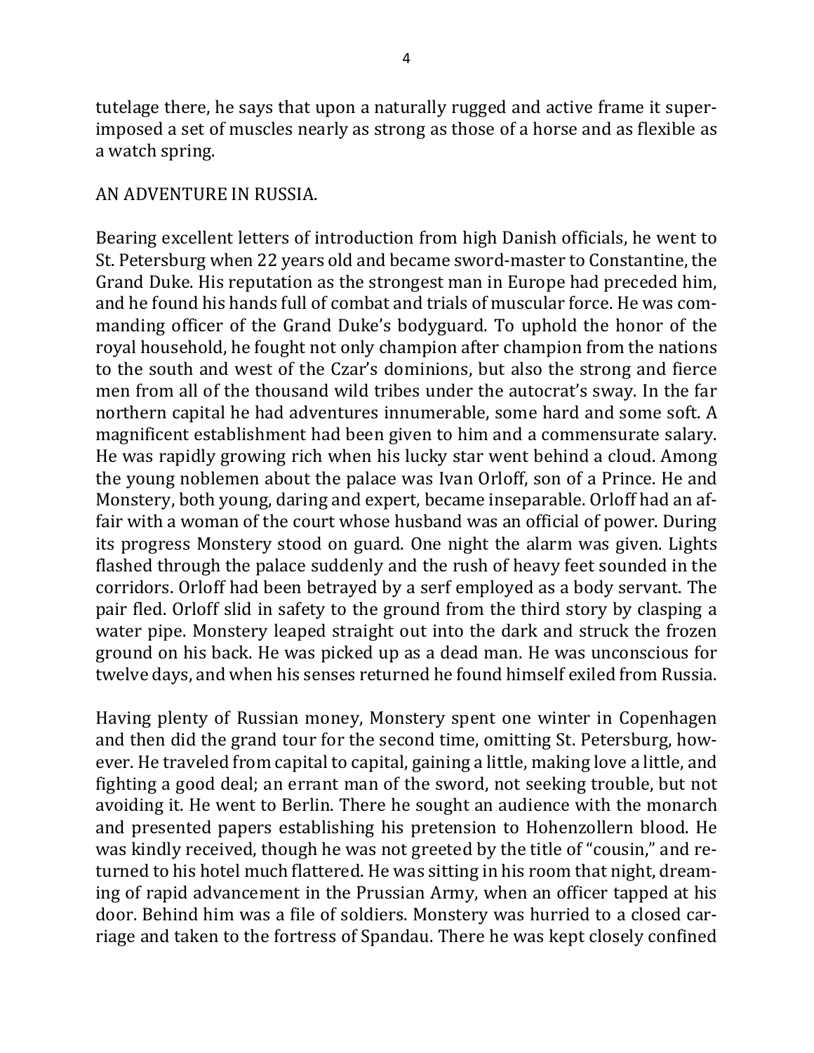tutelage there, he says that upon a naturally rugged and active frame it superimposed a set of muscles nearly as strong as those of a horse and as flexible as a watch spring.

## AN ADVENTURE IN RUSSIA.

Bearing excellent letters of introduction from high Danish officials, he went to St. Petersburg when 22 years old and became sword-master to Constantine, the Grand Duke. His reputation as the strongest man in Europe had preceded him, and he found his hands full of combat and trials of muscular force. He was commanding officer of the Grand Duke's bodyguard. To uphold the honor of the royal household, he fought not only champion after champion from the nations to the south and west of the Czar's dominions, but also the strong and fierce men from all of the thousand wild tribes under the autocrat's sway. In the far northern capital he had adventures innumerable, some hard and some soft. A magnificent establishment had been given to him and a commensurate salary. He was rapidly growing rich when his lucky star went behind a cloud. Among the young noblemen about the palace was Ivan Orloff, son of a Prince. He and Monstery, both young, daring and expert, became inseparable. Orloff had an affair with a woman of the court whose husband was an official of power. During its progress Monstery stood on guard. One night the alarm was given. Lights flashed through the palace suddenly and the rush of heavy feet sounded in the corridors. Orloff had been betrayed by a serf employed as a body servant. The pair fled. Orloff slid in safety to the ground from the third story by clasping a water pipe. Monstery leaped straight out into the dark and struck the frozen ground on his back. He was picked up as a dead man. He was unconscious for twelve days, and when his senses returned he found himself exiled from Russia.

Having plenty of Russian money, Monstery spent one winter in Copenhagen and then did the grand tour for the second time, omitting St. Petersburg, however. He traveled from capital to capital, gaining a little, making love a little, and fighting a good deal; an errant man of the sword, not seeking trouble, but not avoiding it. He went to Berlin. There he sought an audience with the monarch and presented papers establishing his pretension to Hohenzollern blood. He was kindly received, though he was not greeted by the title of "cousin," and returned to his hotel much flattered. He was sitting in his room that night, dreaming of rapid advancement in the Prussian Army, when an officer tapped at his door. Behind him was a file of soldiers. Monstery was hurried to a closed carriage and taken to the fortress of Spandau. There he was kept closely confined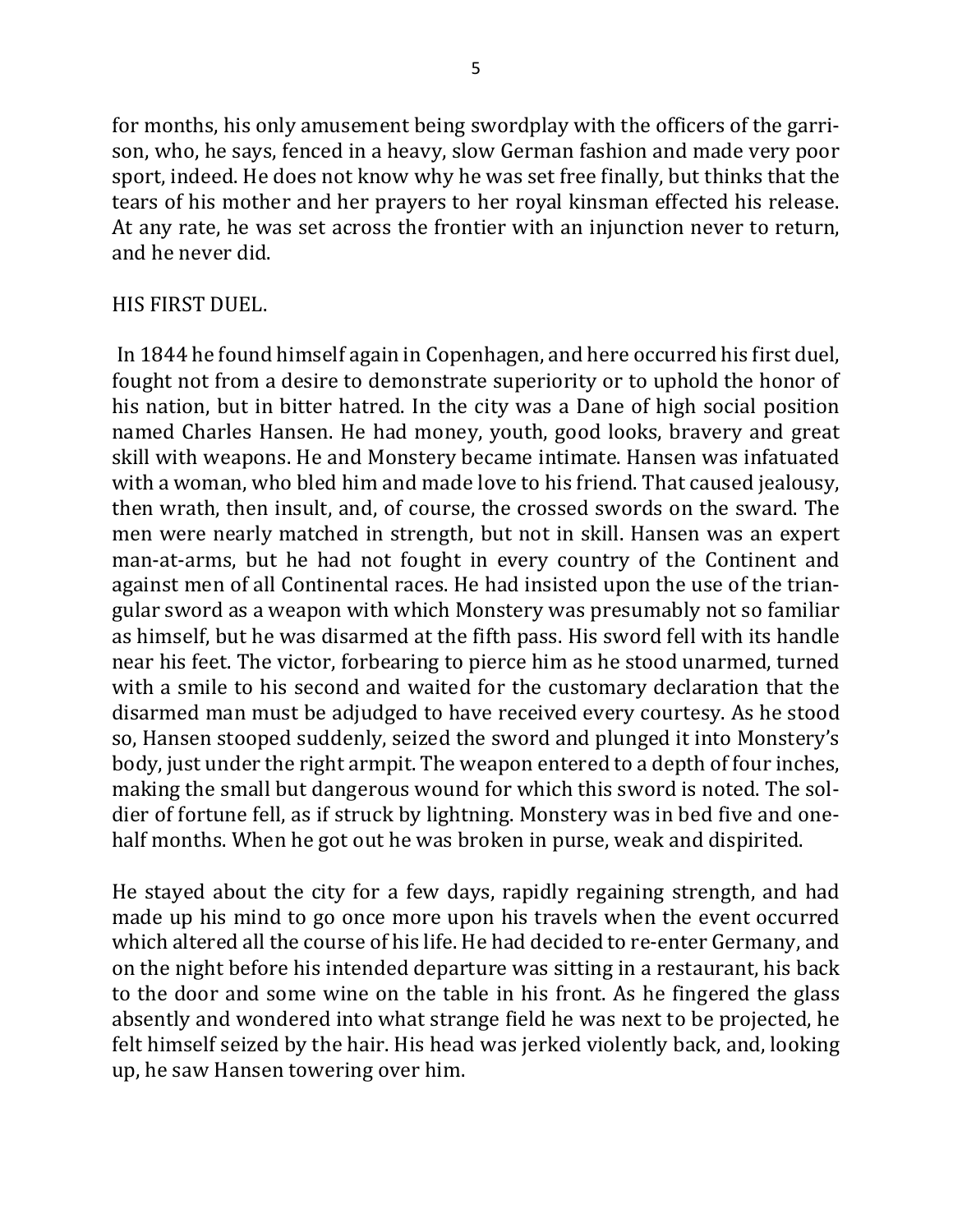for months, his only amusement being swordplay with the officers of the garrison, who, he says, fenced in a heavy, slow German fashion and made very poor sport, indeed. He does not know why he was set free finally, but thinks that the tears of his mother and her prayers to her royal kinsman effected his release. At any rate, he was set across the frontier with an injunction never to return, and he never did.

## HIS FIRST DUEL.

In 1844 he found himself again in Copenhagen, and here occurred his first duel, fought not from a desire to demonstrate superiority or to uphold the honor of his nation, but in bitter hatred. In the city was a Dane of high social position named Charles Hansen. He had money, youth, good looks, bravery and great skill with weapons. He and Monstery became intimate. Hansen was infatuated with a woman, who bled him and made love to his friend. That caused jealousy, then wrath, then insult, and, of course, the crossed swords on the sward. The men were nearly matched in strength, but not in skill. Hansen was an expert man-at-arms, but he had not fought in every country of the Continent and against men of all Continental races. He had insisted upon the use of the triangular sword as a weapon with which Monstery was presumably not so familiar as himself, but he was disarmed at the fifth pass. His sword fell with its handle near his feet. The victor, forbearing to pierce him as he stood unarmed, turned with a smile to his second and waited for the customary declaration that the disarmed man must be adjudged to have received every courtesy. As he stood so, Hansen stooped suddenly, seized the sword and plunged it into Monstery's body, just under the right armpit. The weapon entered to a depth of four inches, making the small but dangerous wound for which this sword is noted. The soldier of fortune fell, as if struck by lightning. Monstery was in bed five and one-half months. When he got out he was broken in purse, weak and dispirited.

He stayed about the city for a few days, rapidly regaining strength, and had made up his mind to go once more upon his travels when the event occurred which altered all the course of his life. He had decided to re-enter Germany, and on the night before his intended departure was sitting in a restaurant, his back to the door and some wine on the table in his front. As he fingered the glass absently and wondered into what strange field he was next to be projected, he felt himself seized by the hair. His head was jerked violently back, and, looking up, he saw Hansen towering over him.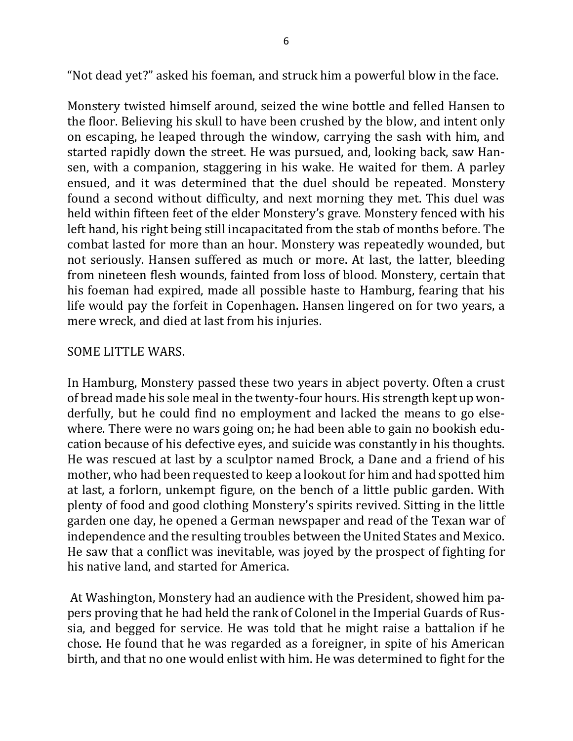“Not dead yet?” asked his foeman, and struck him a powerful blow in the face.

Monstery twisted himself around, seized the wine bottle and felled Hansen to the floor. Believing his skull to have been crushed by the blow, and intent only on escaping, he leaped through the window, carrying the sash with him, and started rapidly down the street. He was pursued, and, looking back, saw Hansen, with a companion, staggering in his wake. He waited for them. A parley ensued, and it was determined that the duel should be repeated. Monstery found a second without difficulty, and next morning they met. This duel was held within fifteen feet of the elder Monstery’s grave. Monstery fenced with his left hand, his right being still incapacitated from the stab of months before. The combat lasted for more than an hour. Monstery was repeatedly wounded, but not seriously. Hansen suffered as much or more. At last, the latter, bleeding from nineteen flesh wounds, fainted from loss of blood. Monstery, certain that his foeman had expired, made all possible haste to Hamburg, fearing that his life would pay the forfeit in Copenhagen. Hansen lingered on for two years, a mere wreck, and died at last from his injuries.

## SOME LITTLE WARS.

In Hamburg, Monstery passed these two years in abject poverty. Often a crust of bread made his sole meal in the twenty-four hours. His strength kept up wonderfully, but he could find no employment and lacked the means to go elsewhere. There were no wars going on; he had been able to gain no bookish education because of his defective eyes, and suicide was constantly in his thoughts. He was rescued at last by a sculptor named Brock, a Dane and a friend of his mother, who had been requested to keep a lookout for him and had spotted him at last, a forlorn, unkempt figure, on the bench of a little public garden. With plenty of food and good clothing Monstery’s spirits revived. Sitting in the little garden one day, he opened a German newspaper and read of the Texan war of independence and the resulting troubles between the United States and Mexico. He saw that a conflict was inevitable, was joyed by the prospect of fighting for his native land, and started for America.

At Washington, Monstery had an audience with the President, showed him papers proving that he had held the rank of Colonel in the Imperial Guards of Russia, and begged for service. He was told that he might raise a battalion if he chose. He found that he was regarded as a foreigner, in spite of his American birth, and that no one would enlist with him. He was determined to fight for the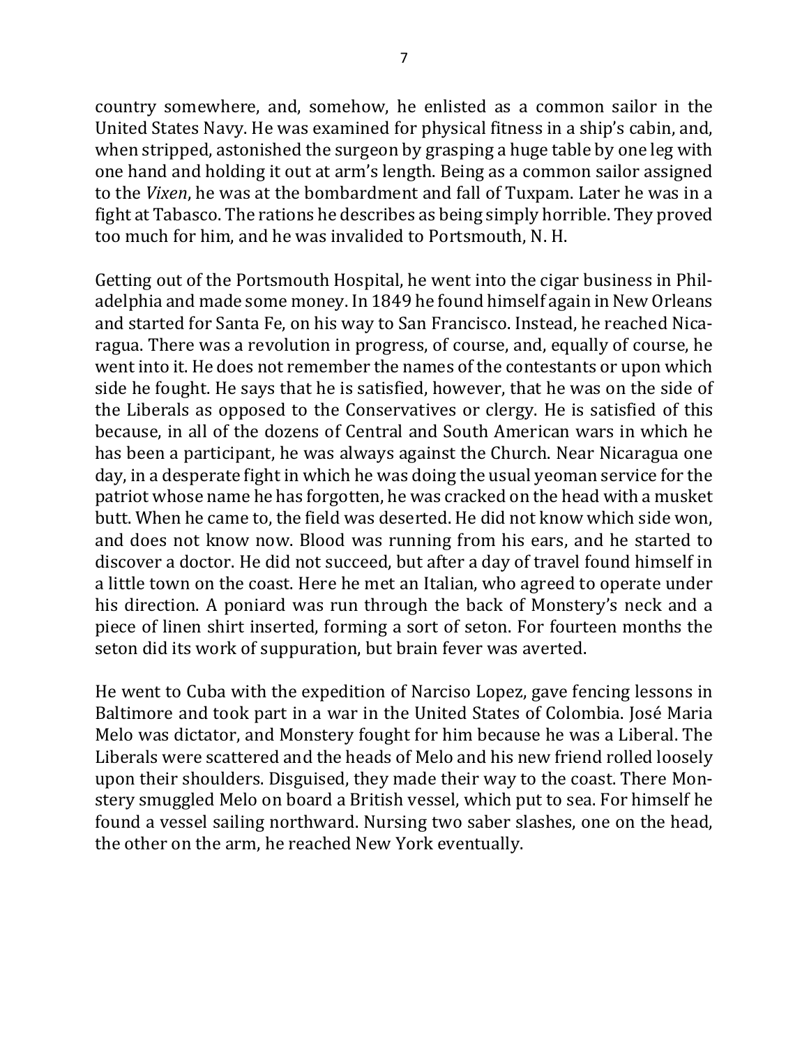country somewhere, and, somehow, he enlisted as a common sailor in the United States Navy. He was examined for physical fitness in a ship's cabin, and, when stripped, astonished the surgeon by grasping a huge table by one leg with one hand and holding it out at arm's length. Being as a common sailor assigned to the *Vixen*, he was at the bombardment and fall of Tuxpam. Later he was in a fight at Tabasco. The rations he describes as being simply horrible. They proved too much for him, and he was invalided to Portsmouth, N. H.

Getting out of the Portsmouth Hospital, he went into the cigar business in Philadelphia and made some money. In 1849 he found himself again in New Orleans and started for Santa Fe, on his way to San Francisco. Instead, he reached Nicaragua. There was a revolution in progress, of course, and, equally of course, he went into it. He does not remember the names of the contestants or upon which side he fought. He says that he is satisfied, however, that he was on the side of the Liberals as opposed to the Conservatives or clergy. He is satisfied of this because, in all of the dozens of Central and South American wars in which he has been a participant, he was always against the Church. Near Nicaragua one day, in a desperate fight in which he was doing the usual yeoman service for the patriot whose name he has forgotten, he was cracked on the head with a musket butt. When he came to, the field was deserted. He did not know which side won, and does not know now. Blood was running from his ears, and he started to discover a doctor. He did not succeed, but after a day of travel found himself in a little town on the coast. Here he met an Italian, who agreed to operate under his direction. A poniard was run through the back of Monstery's neck and a piece of linen shirt inserted, forming a sort of seton. For fourteen months the seton did its work of suppuration, but brain fever was averted.

He went to Cuba with the expedition of Narciso Lopez, gave fencing lessons in Baltimore and took part in a war in the United States of Colombia. José Maria Melo was dictator, and Monstery fought for him because he was a Liberal. The Liberals were scattered and the heads of Melo and his new friend rolled loosely upon their shoulders. Disguised, they made their way to the coast. There Monstery smuggled Melo on board a British vessel, which put to sea. For himself he found a vessel sailing northward. Nursing two saber slashes, one on the head, the other on the arm, he reached New York eventually.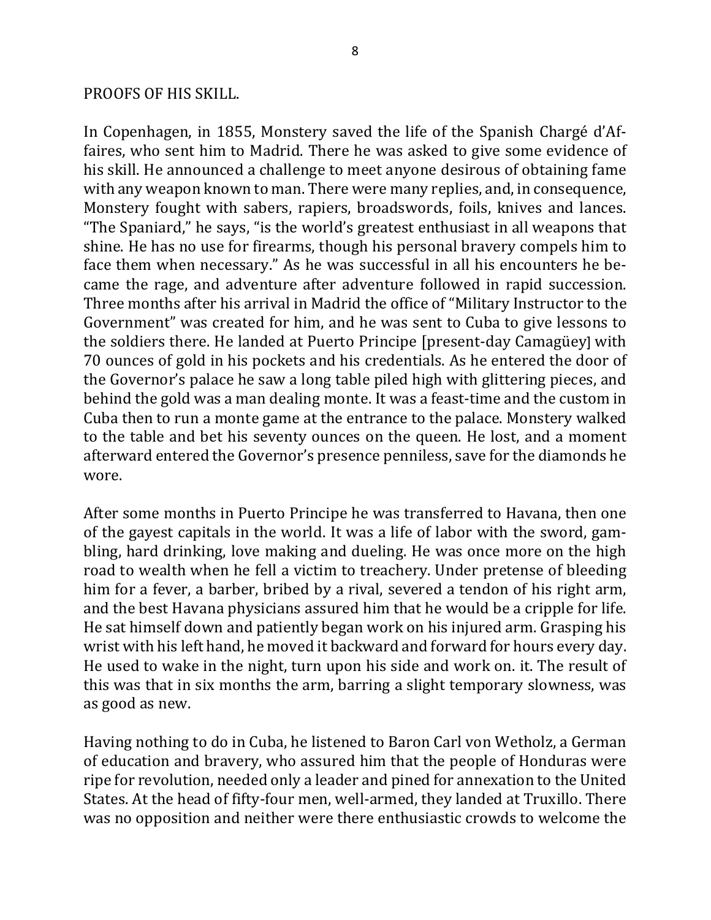PROOFS OF HIS SKILL.

In Copenhagen, in 1855, Monstery saved the life of the Spanish Chargé d'Affaires, who sent him to Madrid. There he was asked to give some evidence of his skill. He announced a challenge to meet anyone desirous of obtaining fame with any weapon known to man. There were many replies, and, in consequence, Monstery fought with sabers, rapiers, broadswords, foils, knives and lances. "The Spaniard," he says, "is the world's greatest enthusiast in all weapons that shine. He has no use for firearms, though his personal bravery compels him to face them when necessary." As he was successful in all his encounters he became the rage, and adventure after adventure followed in rapid succession. Three months after his arrival in Madrid the office of "Military Instructor to the Government" was created for him, and he was sent to Cuba to give lessons to the soldiers there. He landed at Puerto Principe [present-day Camagüey] with 70 ounces of gold in his pockets and his credentials. As he entered the door of the Governor's palace he saw a long table piled high with glittering pieces, and behind the gold was a man dealing monte. It was a feast-time and the custom in Cuba then to run a monte game at the entrance to the palace. Monstery walked to the table and bet his seventy ounces on the queen. He lost, and a moment afterward entered the Governor's presence penniless, save for the diamonds he wore.

After some months in Puerto Principe he was transferred to Havana, then one of the gayest capitals in the world. It was a life of labor with the sword, gambling, hard drinking, love making and dueling. He was once more on the high road to wealth when he fell a victim to treachery. Under pretense of bleeding him for a fever, a barber, bribed by a rival, severed a tendon of his right arm, and the best Havana physicians assured him that he would be a cripple for life. He sat himself down and patiently began work on his injured arm. Grasping his wrist with his left hand, he moved it backward and forward for hours every day. He used to wake in the night, turn upon his side and work on. it. The result of this was that in six months the arm, barring a slight temporary slowness, was as good as new.

Having nothing to do in Cuba, he listened to Baron Carl von Wetholz, a German of education and bravery, who assured him that the people of Honduras were ripe for revolution, needed only a leader and pined for annexation to the United States. At the head of fifty-four men, well-armed, they landed at Truxillo. There was no opposition and neither were there enthusiastic crowds to welcome the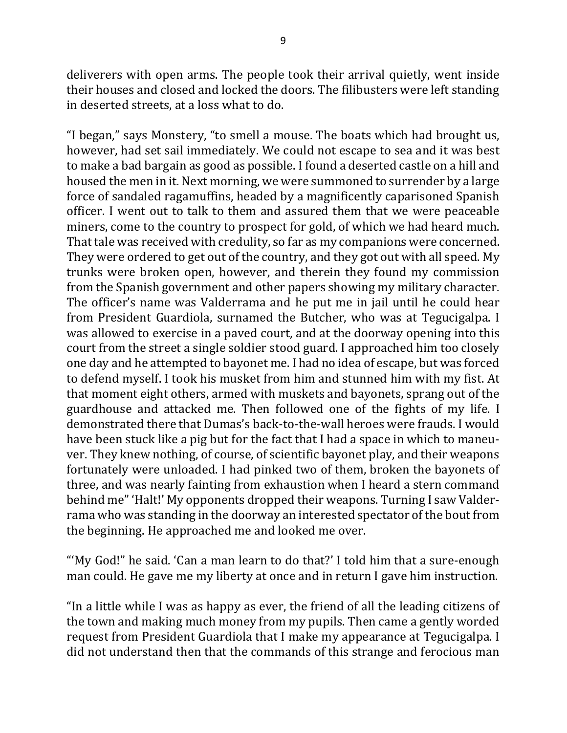deliverers with open arms. The people took their arrival quietly, went inside their houses and closed and locked the doors. The filibusters were left standing in deserted streets, at a loss what to do.

"I began," says Monstery, "to smell a mouse. The boats which had brought us, however, had set sail immediately. We could not escape to sea and it was best to make a bad bargain as good as possible. I found a deserted castle on a hill and housed the men in it. Next morning, we were summoned to surrender by a large force of sandaled ragamuffins, headed by a magnificently caparisoned Spanish officer. I went out to talk to them and assured them that we were peaceable miners, come to the country to prospect for gold, of which we had heard much. That tale was received with credulity, so far as my companions were concerned. They were ordered to get out of the country, and they got out with all speed. My trunks were broken open, however, and therein they found my commission from the Spanish government and other papers showing my military character. The officer's name was Valderrama and he put me in jail until he could hear from President Guardiola, surnamed the Butcher, who was at Tegucigalpa. I was allowed to exercise in a paved court, and at the doorway opening into this court from the street a single soldier stood guard. I approached him too closely one day and he attempted to bayonet me. I had no idea of escape, but was forced to defend myself. I took his musket from him and stunned him with my fist. At that moment eight others, armed with muskets and bayonets, sprang out of the guardhouse and attacked me. Then followed one of the fights of my life. I demonstrated there that Dumas's back-to-the-wall heroes were frauds. I would have been stuck like a pig but for the fact that I had a space in which to maneuver. They knew nothing, of course, of scientific bayonet play, and their weapons fortunately were unloaded. I had pinked two of them, broken the bayonets of three, and was nearly fainting from exhaustion when I heard a stern command behind me" 'Halt!' My opponents dropped their weapons. Turning I saw Valderrama who was standing in the doorway an interested spectator of the bout from the beginning. He approached me and looked me over.

"'My God!" he said. 'Can a man learn to do that?' I told him that a sure-enough man could. He gave me my liberty at once and in return I gave him instruction.

"In a little while I was as happy as ever, the friend of all the leading citizens of the town and making much money from my pupils. Then came a gently worded request from President Guardiola that I make my appearance at Tegucigalpa. I did not understand then that the commands of this strange and ferocious man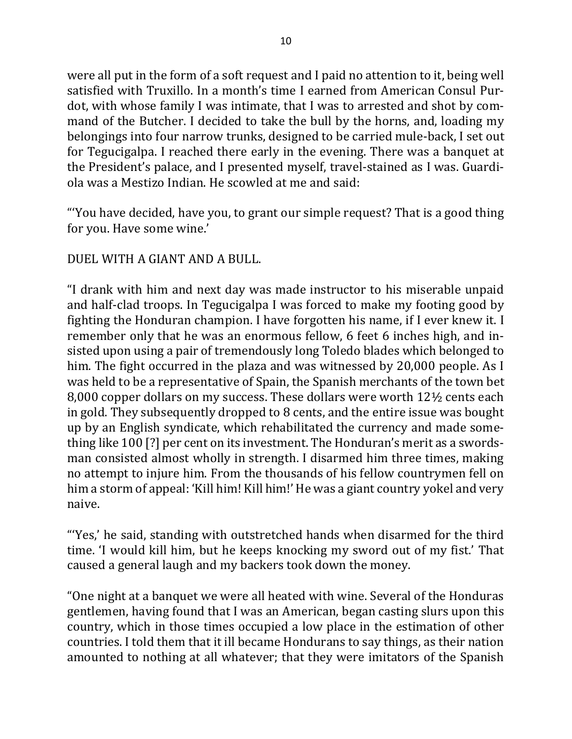were all put in the form of a soft request and I paid no attention to it, being well satisfied with Truxillo. In a month's time I earned from American Consul Purdot, with whose family I was intimate, that I was to arrested and shot by command of the Butcher. I decided to take the bull by the horns, and, loading my belongings into four narrow trunks, designed to be carried mule-back, I set out for Tegucigalpa. I reached there early in the evening. There was a banquet at the President's palace, and I presented myself, travel-stained as I was. Guardiola was a Mestizo Indian. He scowled at me and said:

"'You have decided, have you, to grant our simple request? That is a good thing for you. Have some wine.'

DUEL WITH A GIANT AND A BULL.

"I drank with him and next day was made instructor to his miserable unpaid and half-clad troops. In Tegucigalpa I was forced to make my footing good by fighting the Honduran champion. I have forgotten his name, if I ever knew it. I remember only that he was an enormous fellow, 6 feet 6 inches high, and insisted upon using a pair of tremendously long Toledo blades which belonged to him. The fight occurred in the plaza and was witnessed by 20,000 people. As I was held to be a representative of Spain, the Spanish merchants of the town bet 8,000 copper dollars on my success. These dollars were worth 12½ cents each in gold. They subsequently dropped to 8 cents, and the entire issue was bought up by an English syndicate, which rehabilitated the currency and made something like 100 [?] per cent on its investment. The Honduran's merit as a swordsman consisted almost wholly in strength. I disarmed him three times, making no attempt to injure him. From the thousands of his fellow countrymen fell on him a storm of appeal: 'Kill him! Kill him!' He was a giant country yokel and very naive.

"'Yes,' he said, standing with outstretched hands when disarmed for the third time. 'I would kill him, but he keeps knocking my sword out of my fist.' That caused a general laugh and my backers took down the money.

"One night at a banquet we were all heated with wine. Several of the Honduras gentlemen, having found that I was an American, began casting slurs upon this country, which in those times occupied a low place in the estimation of other countries. I told them that it ill became Hondurans to say things, as their nation amounted to nothing at all whatever; that they were imitators of the Spanish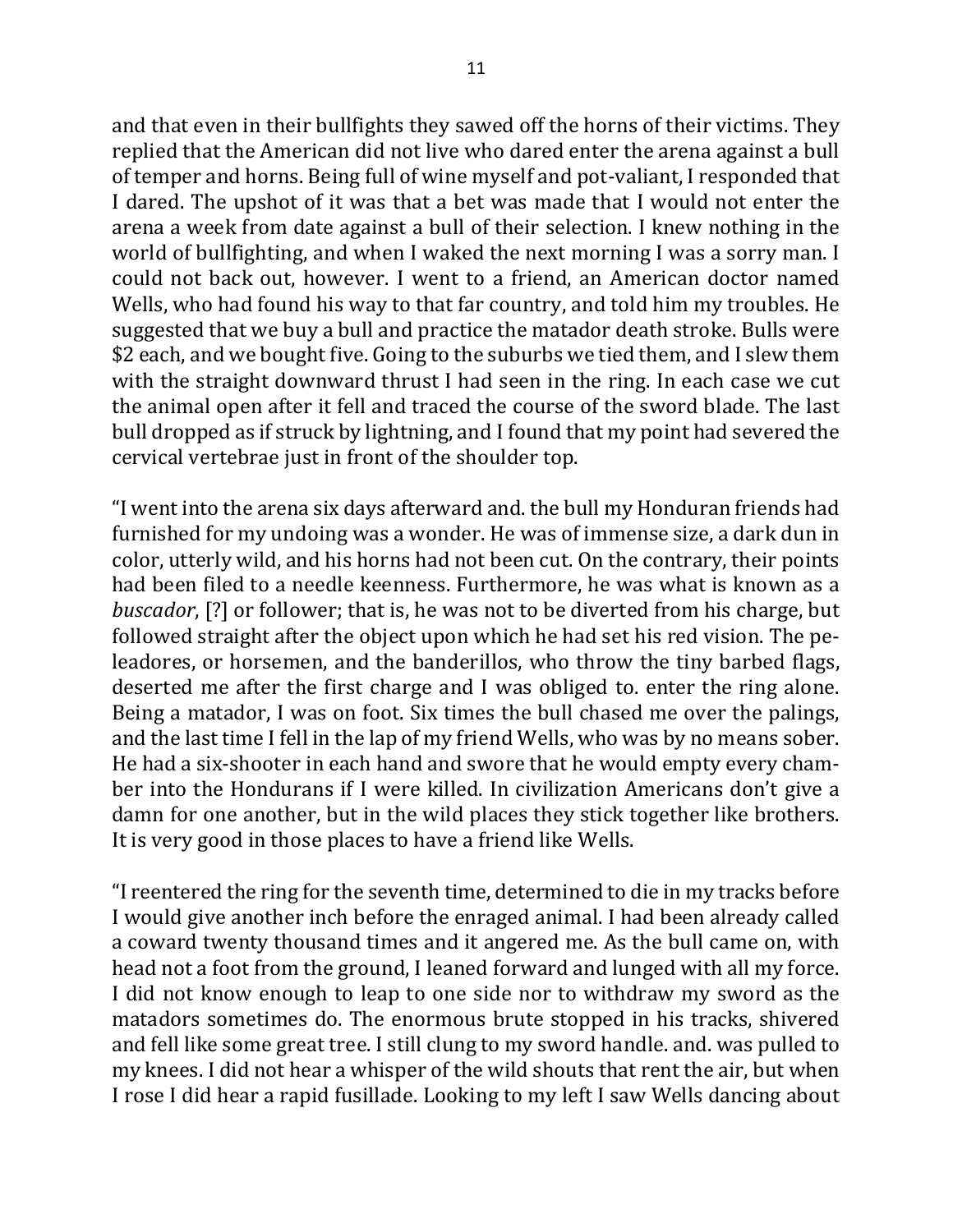and that even in their bullfights they sawed off the horns of their victims. They replied that the American did not live who dared enter the arena against a bull of temper and horns. Being full of wine myself and pot-valiant, I responded that I dared. The upshot of it was that a bet was made that I would not enter the arena a week from date against a bull of their selection. I knew nothing in the world of bullfighting, and when I waked the next morning I was a sorry man. I could not back out, however. I went to a friend, an American doctor named Wells, who had found his way to that far country, and told him my troubles. He suggested that we buy a bull and practice the matador death stroke. Bulls were $2 each, and we bought five. Going to the suburbs we tied them, and I slew them with the straight downward thrust I had seen in the ring. In each case we cut the animal open after it fell and traced the course of the sword blade. The last bull dropped as if struck by lightning, and I found that my point had severed the cervical vertebrae just in front of the shoulder top.

"I went into the arena six days afterward and. the bull my Honduran friends had furnished for my undoing was a wonder. He was of immense size, a dark dun in color, utterly wild, and his horns had not been cut. On the contrary, their points had been filed to a needle keenness. Furthermore, he was what is known as a *buscador*, [?] or follower; that is, he was not to be diverted from his charge, but followed straight after the object upon which he had set his red vision. The peleadores, or horsemen, and the banderillos, who throw the tiny barbed flags, deserted me after the first charge and I was obliged to. enter the ring alone. Being a matador, I was on foot. Six times the bull chased me over the palings, and the last time I fell in the lap of my friend Wells, who was by no means sober. He had a six-shooter in each hand and swore that he would empty every chamber into the Hondurans if I were killed. In civilization Americans don't give a damn for one another, but in the wild places they stick together like brothers. It is very good in those places to have a friend like Wells.

"I reentered the ring for the seventh time, determined to die in my tracks before I would give another inch before the enraged animal. I had been already called a coward twenty thousand times and it angered me. As the bull came on, with head not a foot from the ground, I leaned forward and lunged with all my force. I did not know enough to leap to one side nor to withdraw my sword as the matadors sometimes do. The enormous brute stopped in his tracks, shivered and fell like some great tree. I still clung to my sword handle. and. was pulled to my knees. I did not hear a whisper of the wild shouts that rent the air, but when I rose I did hear a rapid fusillade. Looking to my left I saw Wells dancing about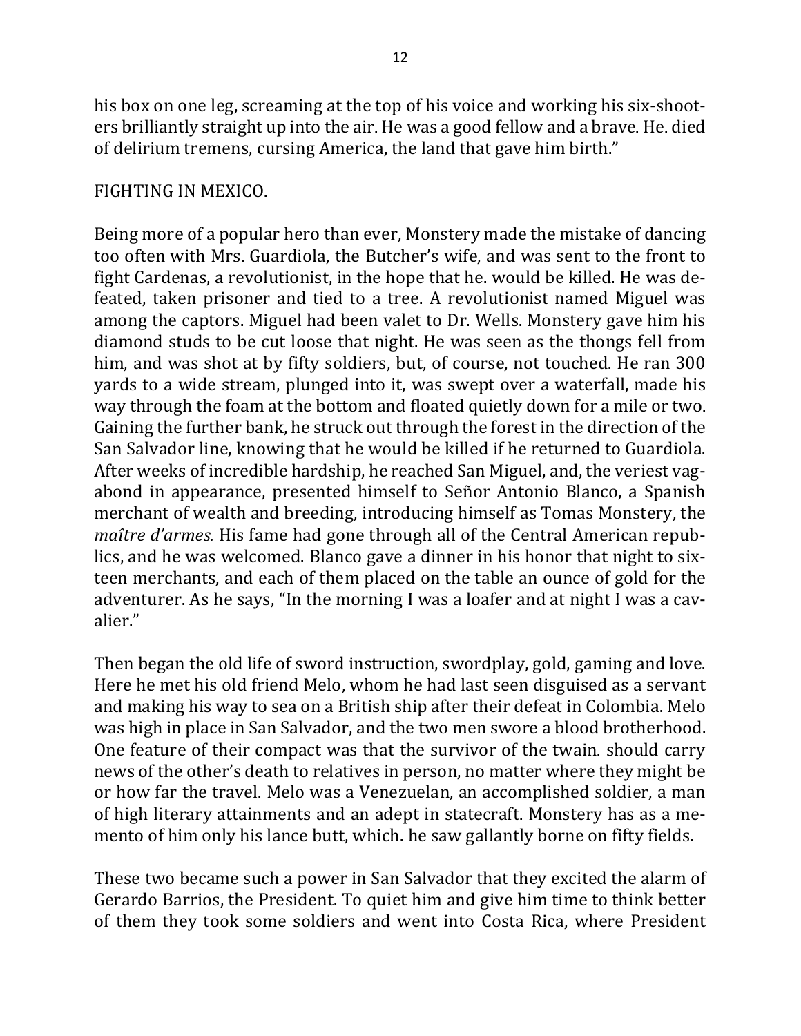his box on one leg, screaming at the top of his voice and working his six-shooters brilliantly straight up into the air. He was a good fellow and a brave. He. died of delirium tremens, cursing America, the land that gave him birth."

## FIGHTING IN MEXICO.

Being more of a popular hero than ever, Monstery made the mistake of dancing too often with Mrs. Guardiola, the Butcher's wife, and was sent to the front to fight Cardenas, a revolutionist, in the hope that he. would be killed. He was defeated, taken prisoner and tied to a tree. A revolutionist named Miguel was among the captors. Miguel had been valet to Dr. Wells. Monstery gave him his diamond studs to be cut loose that night. He was seen as the thongs fell from him, and was shot at by fifty soldiers, but, of course, not touched. He ran 300 yards to a wide stream, plunged into it, was swept over a waterfall, made his way through the foam at the bottom and floated quietly down for a mile or two. Gaining the further bank, he struck out through the forest in the direction of the San Salvador line, knowing that he would be killed if he returned to Guardiola. After weeks of incredible hardship, he reached San Miguel, and, the veriest vagabond in appearance, presented himself to Señor Antonio Blanco, a Spanish merchant of wealth and breeding, introducing himself as Tomas Monstery, the *maître d'armes.* His fame had gone through all of the Central American republics, and he was welcomed. Blanco gave a dinner in his honor that night to sixteen merchants, and each of them placed on the table an ounce of gold for the adventurer. As he says, "In the morning I was a loafer and at night I was a cavalier."

Then began the old life of sword instruction, swordplay, gold, gaming and love. Here he met his old friend Melo, whom he had last seen disguised as a servant and making his way to sea on a British ship after their defeat in Colombia. Melo was high in place in San Salvador, and the two men swore a blood brotherhood. One feature of their compact was that the survivor of the twain. should carry news of the other's death to relatives in person, no matter where they might be or how far the travel. Melo was a Venezuelan, an accomplished soldier, a man of high literary attainments and an adept in statecraft. Monstery has as a memento of him only his lance butt, which. he saw gallantly borne on fifty fields.

These two became such a power in San Salvador that they excited the alarm of Gerardo Barrios, the President. To quiet him and give him time to think better of them they took some soldiers and went into Costa Rica, where President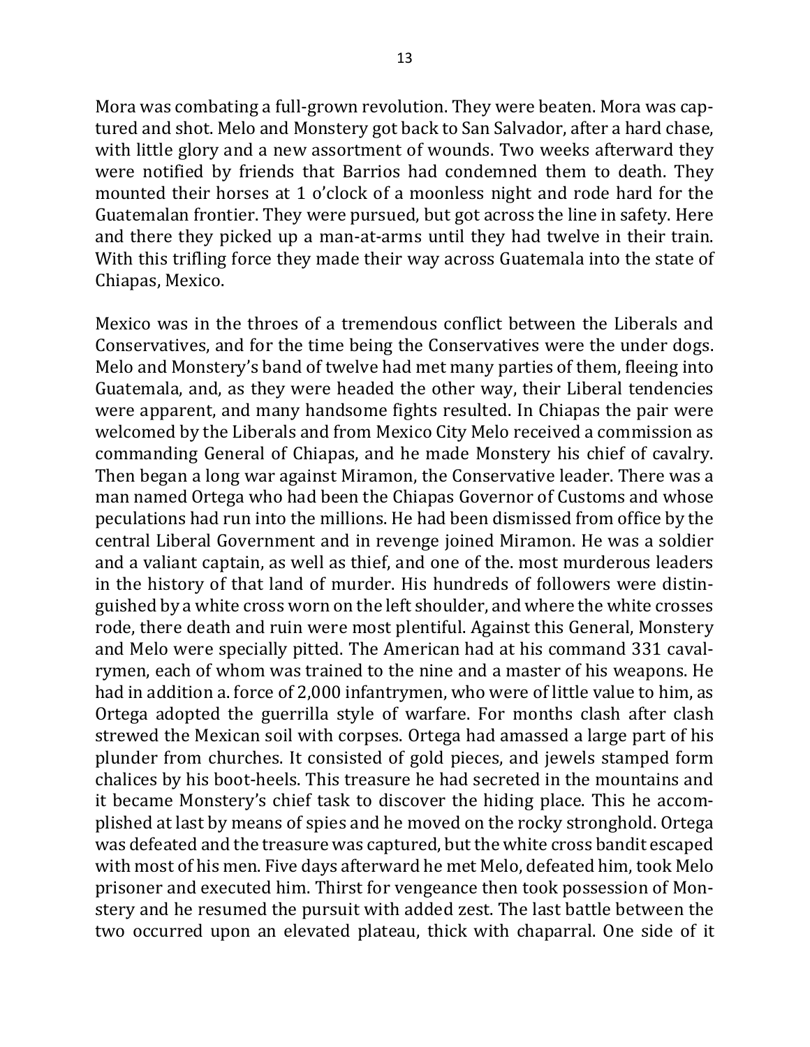Mora was combating a full-grown revolution. They were beaten. Mora was captured and shot. Melo and Monstery got back to San Salvador, after a hard chase, with little glory and a new assortment of wounds. Two weeks afterward they were notified by friends that Barrios had condemned them to death. They mounted their horses at 1 o'clock of a moonless night and rode hard for the Guatemalan frontier. They were pursued, but got across the line in safety. Here and there they picked up a man-at-arms until they had twelve in their train. With this trifling force they made their way across Guatemala into the state of Chiapas, Mexico.

Mexico was in the throes of a tremendous conflict between the Liberals and Conservatives, and for the time being the Conservatives were the under dogs. Melo and Monstery's band of twelve had met many parties of them, fleeing into Guatemala, and, as they were headed the other way, their Liberal tendencies were apparent, and many handsome fights resulted. In Chiapas the pair were welcomed by the Liberals and from Mexico City Melo received a commission as commanding General of Chiapas, and he made Monstery his chief of cavalry. Then began a long war against Miramon, the Conservative leader. There was a man named Ortega who had been the Chiapas Governor of Customs and whose peculations had run into the millions. He had been dismissed from office by the central Liberal Government and in revenge joined Miramon. He was a soldier and a valiant captain, as well as thief, and one of the. most murderous leaders in the history of that land of murder. His hundreds of followers were distinguished by a white cross worn on the left shoulder, and where the white crosses rode, there death and ruin were most plentiful. Against this General, Monstery and Melo were specially pitted. The American had at his command 331 cavalrymen, each of whom was trained to the nine and a master of his weapons. He had in addition a. force of 2,000 infantrymen, who were of little value to him, as Ortega adopted the guerrilla style of warfare. For months clash after clash strewed the Mexican soil with corpses. Ortega had amassed a large part of his plunder from churches. It consisted of gold pieces, and jewels stamped form chalices by his boot-heels. This treasure he had secreted in the mountains and it became Monstery's chief task to discover the hiding place. This he accomplished at last by means of spies and he moved on the rocky stronghold. Ortega was defeated and the treasure was captured, but the white cross bandit escaped with most of his men. Five days afterward he met Melo, defeated him, took Melo prisoner and executed him. Thirst for vengeance then took possession of Monstery and he resumed the pursuit with added zest. The last battle between the two occurred upon an elevated plateau, thick with chaparral. One side of it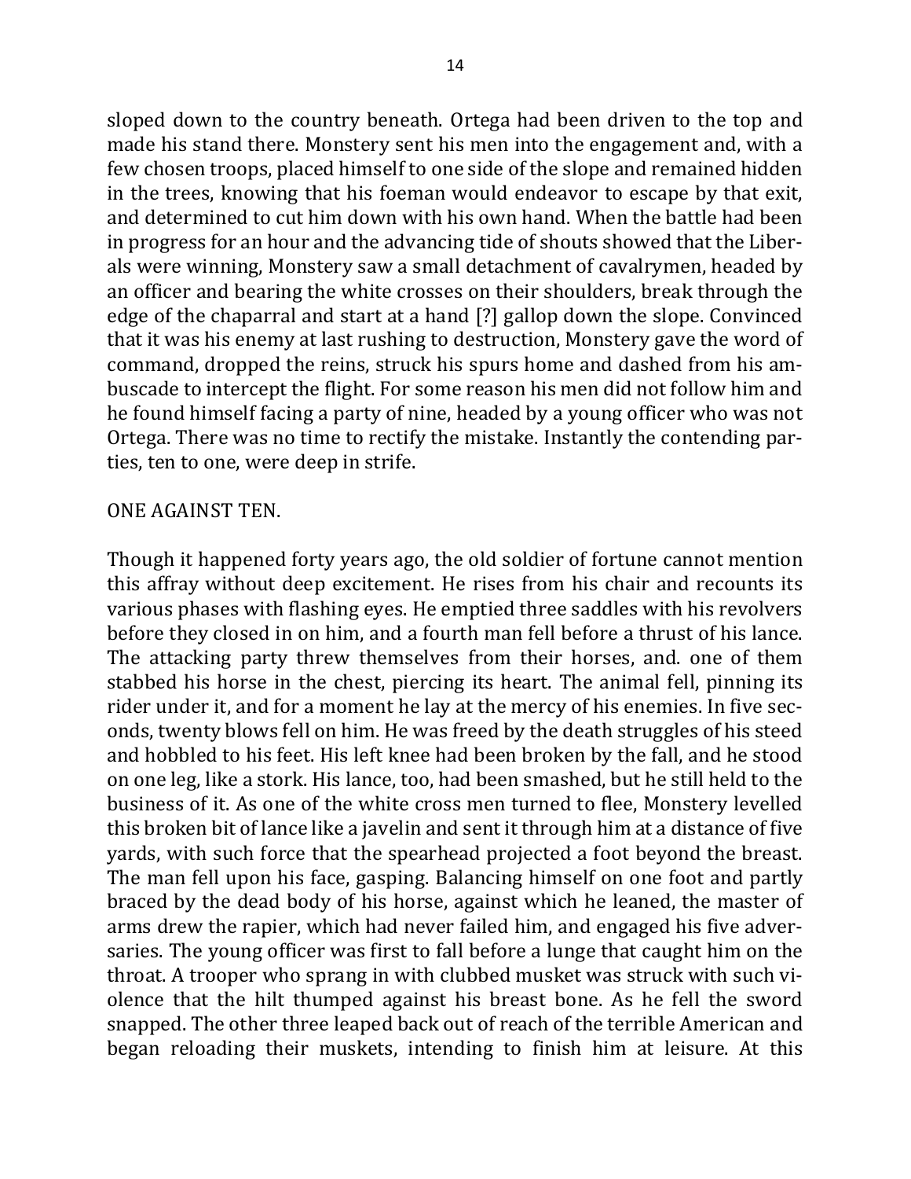sloped down to the country beneath. Ortega had been driven to the top and made his stand there. Monstery sent his men into the engagement and, with a few chosen troops, placed himself to one side of the slope and remained hidden in the trees, knowing that his foeman would endeavor to escape by that exit, and determined to cut him down with his own hand. When the battle had been in progress for an hour and the advancing tide of shouts showed that the Liberals were winning, Monstery saw a small detachment of cavalrymen, headed by an officer and bearing the white crosses on their shoulders, break through the edge of the chaparral and start at a hand [?] gallop down the slope. Convinced that it was his enemy at last rushing to destruction, Monstery gave the word of command, dropped the reins, struck his spurs home and dashed from his ambuscade to intercept the flight. For some reason his men did not follow him and he found himself facing a party of nine, headed by a young officer who was not Ortega. There was no time to rectify the mistake. Instantly the contending parties, ten to one, were deep in strife.

ONE AGAINST TEN.

Though it happened forty years ago, the old soldier of fortune cannot mention this affray without deep excitement. He rises from his chair and recounts its various phases with flashing eyes. He emptied three saddles with his revolvers before they closed in on him, and a fourth man fell before a thrust of his lance. The attacking party threw themselves from their horses, and. one of them stabbed his horse in the chest, piercing its heart. The animal fell, pinning its rider under it, and for a moment he lay at the mercy of his enemies. In five seconds, twenty blows fell on him. He was freed by the death struggles of his steed and hobbled to his feet. His left knee had been broken by the fall, and he stood on one leg, like a stork. His lance, too, had been smashed, but he still held to the business of it. As one of the white cross men turned to flee, Monstery levelled this broken bit of lance like a javelin and sent it through him at a distance of five yards, with such force that the spearhead projected a foot beyond the breast. The man fell upon his face, gasping. Balancing himself on one foot and partly braced by the dead body of his horse, against which he leaned, the master of arms drew the rapier, which had never failed him, and engaged his five adversaries. The young officer was first to fall before a lunge that caught him on the throat. A trooper who sprang in with clubbed musket was struck with such violence that the hilt thumped against his breast bone. As he fell the sword snapped. The other three leaped back out of reach of the terrible American and began reloading their muskets, intending to finish him at leisure. At this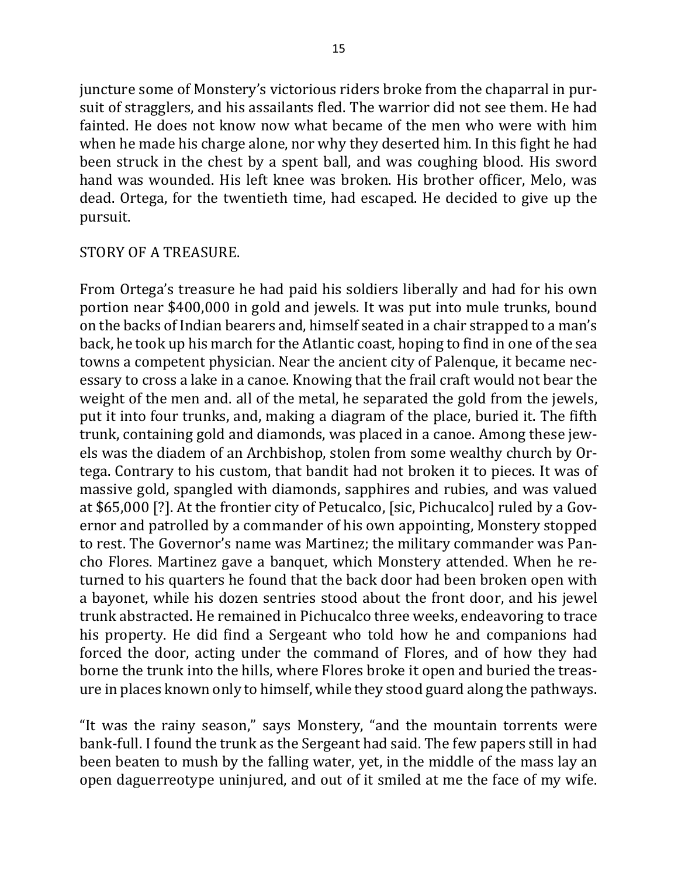juncture some of Monstery's victorious riders broke from the chaparral in pursuit of stragglers, and his assailants fled. The warrior did not see them. He had fainted. He does not know now what became of the men who were with him when he made his charge alone, nor why they deserted him. In this fight he had been struck in the chest by a spent ball, and was coughing blood. His sword hand was wounded. His left knee was broken. His brother officer, Melo, was dead. Ortega, for the twentieth time, had escaped. He decided to give up the pursuit.

## STORY OF A TREASURE.

From Ortega's treasure he had paid his soldiers liberally and had for his own portion near $400,000 in gold and jewels. It was put into mule trunks, bound on the backs of Indian bearers and, himself seated in a chair strapped to a man's back, he took up his march for the Atlantic coast, hoping to find in one of the sea towns a competent physician. Near the ancient city of Palenque, it became necessary to cross a lake in a canoe. Knowing that the frail craft would not bear the weight of the men and. all of the metal, he separated the gold from the jewels, put it into four trunks, and, making a diagram of the place, buried it. The fifth trunk, containing gold and diamonds, was placed in a canoe. Among these jewels was the diadem of an Archbishop, stolen from some wealthy church by Ortega. Contrary to his custom, that bandit had not broken it to pieces. It was of massive gold, spangled with diamonds, sapphires and rubies, and was valued at $65,000 [?]. At the frontier city of Petucalco, [sic, Pichucalco] ruled by a Governor and patrolled by a commander of his own appointing, Monstery stopped to rest. The Governor's name was Martinez; the military commander was Pancho Flores. Martinez gave a banquet, which Monstery attended. When he returned to his quarters he found that the back door had been broken open with a bayonet, while his dozen sentries stood about the front door, and his jewel trunk abstracted. He remained in Pichucalco three weeks, endeavoring to trace his property. He did find a Sergeant who told how he and companions had forced the door, acting under the command of Flores, and of how they had borne the trunk into the hills, where Flores broke it open and buried the treasure in places known only to himself, while they stood guard along the pathways.

"It was the rainy season," says Monstery, "and the mountain torrents were bank-full. I found the trunk as the Sergeant had said. The few papers still in had been beaten to mush by the falling water, yet, in the middle of the mass lay an open daguerreotype uninjured, and out of it smiled at me the face of my wife.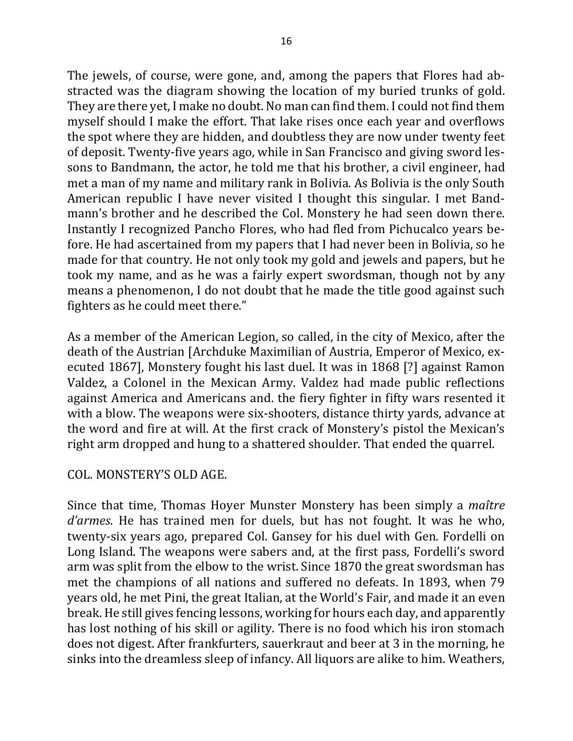The jewels, of course, were gone, and, among the papers that Flores had abstracted was the diagram showing the location of my buried trunks of gold. They are there yet, I make no doubt. No man can find them. I could not find them myself should I make the effort. That lake rises once each year and overflows the spot where they are hidden, and doubtless they are now under twenty feet of deposit. Twenty-five years ago, while in San Francisco and giving sword lessons to Bandmann, the actor, he told me that his brother, a civil engineer, had met a man of my name and military rank in Bolivia. As Bolivia is the only South American republic I have never visited I thought this singular. I met Bandmann's brother and he described the Col. Monstery he had seen down there. Instantly I recognized Pancho Flores, who had fled from Pichucalco years before. He had ascertained from my papers that I had never been in Bolivia, so he made for that country. He not only took my gold and jewels and papers, but he took my name, and as he was a fairly expert swordsman, though not by any means a phenomenon, I do not doubt that he made the title good against such fighters as he could meet there."

As a member of the American Legion, so called, in the city of Mexico, after the death of the Austrian [Archduke Maximilian of Austria, Emperor of Mexico, executed 1867], Monstery fought his last duel. It was in 1868 [?] against Ramon Valdez, a Colonel in the Mexican Army. Valdez had made public reflections against America and Americans and. the fiery fighter in fifty wars resented it with a blow. The weapons were six-shooters, distance thirty yards, advance at the word and fire at will. At the first crack of Monstery's pistol the Mexican's right arm dropped and hung to a shattered shoulder. That ended the quarrel.

COL. MONSTERY'S OLD AGE.

Since that time, Thomas Hoyer Munster Monstery has been simply a *maître d'armes*. He has trained men for duels, but has not fought. It was he who, twenty-six years ago, prepared Col. Gansey for his duel with Gen. Fordelli on Long Island. The weapons were sabers and, at the first pass, Fordelli's sword arm was split from the elbow to the wrist. Since 1870 the great swordsman has met the champions of all nations and suffered no defeats. In 1893, when 79 years old, he met Pini, the great Italian, at the World's Fair, and made it an even break. He still gives fencing lessons, working for hours each day, and apparently has lost nothing of his skill or agility. There is no food which his iron stomach does not digest. After frankfurters, sauerkraut and beer at 3 in the morning, he sinks into the dreamless sleep of infancy. All liquors are alike to him. Weathers,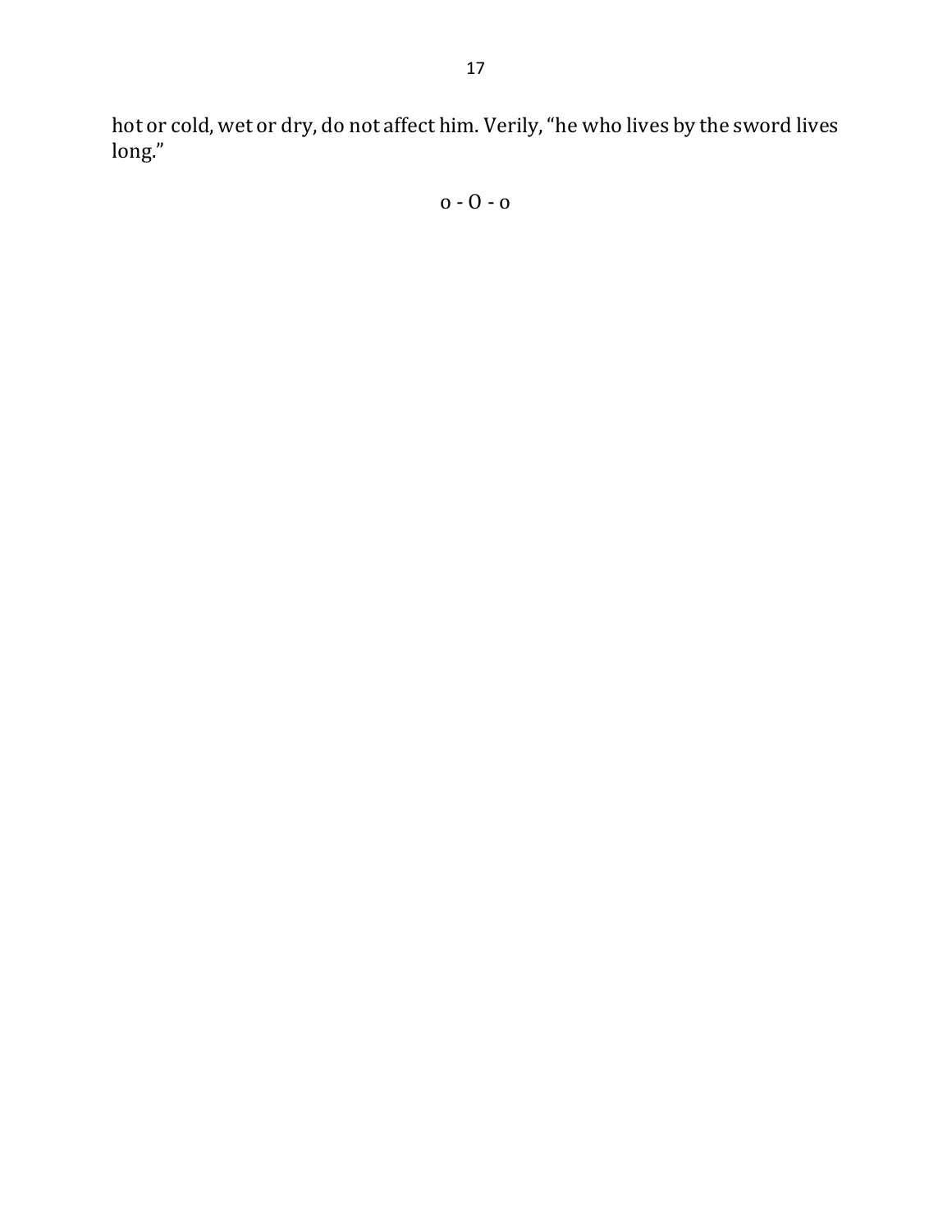hot or cold, wet or dry, do not affect him. Verily, "he who lives by the sword lives long."

o - O - o